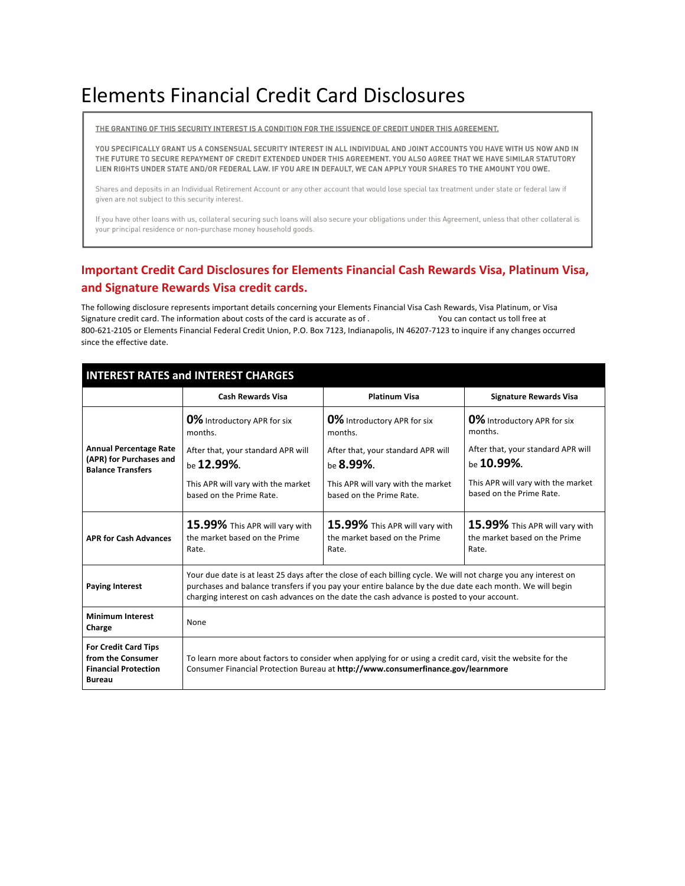# Elements Financial Credit Card Disclosures

THE GRANTING OF THIS SECURITY INTEREST IS A CONDITION FOR THE ISSUENCE OF CREDIT UNDER THIS AGREEMENT.

YOU SPECIFICALLY GRANT US A CONSENSUAL SECURITY INTEREST IN ALL INDIVIDUAL AND JOINT ACCOUNTS YOU HAVE WITH US NOW AND IN THE FUTURE TO SECURE REPAYMENT OF CREDIT EXTENDED UNDER THIS AGREEMENT. YOU ALSO AGREE THAT WE HAVE SIMILAR STATUTORY LIEN RIGHTS UNDER STATE AND/OR FEDERAL LAW. IF YOU ARE IN DEFAULT, WE CAN APPLY YOUR SHARES TO THE AMOUNT YOU OWE.

Shares and deposits in an Individual Retirement Account or any other account that would lose special tax treatment under state or federal law if given are not subject to this security interest.

If you have other loans with us, collateral securing such loans will also secure your obligations under this Agreement, unless that other collateral is your principal residence or non-purchase money household goods.

## Important Credit Card Disclosures for Elements Financial Cash Rewards Visa, Platinum Visa, and Signature Rewards Visa credit cards.

The following disclosure represents important details concerning your Elements Financial Visa Cash Rewards, Visa Platinum, or Visa Signature credit card. The information about costs of the card is accurate as of . You can contact us toll free at 800-621-2105 or Elements Financial Federal Credit Union, P.O. Box 7123, Indianapolis, IN 46207-7123 to inquire if any changes occurred since the effective date.

| INTEREST RATES and INTEREST CHARGES | | | |
|---|---|---|---|
| | **Cash Rewards Visa** | **Platinum Visa** | **Signature Rewards Visa** |
| **Annual Percentage Rate (APR) for Purchases and Balance Transfers** | **0%** Introductory APR for six months.<br><br>After that, your standard APR will be **12.99%**.<br><br>This APR will vary with the market based on the Prime Rate. | **0%** Introductory APR for six months.<br><br>After that, your standard APR will be **8.99%**.<br><br>This APR will vary with the market based on the Prime Rate. | **0%** Introductory APR for six months.<br><br>After that, your standard APR will be **10.99%**.<br><br>This APR will vary with the market based on the Prime Rate. |
| **APR for Cash Advances** | **15.99%** This APR will vary with the market based on the Prime Rate. | **15.99%** This APR will vary with the market based on the Prime Rate. | **15.99%** This APR will vary with the market based on the Prime Rate. |
| **Paying Interest** | Your due date is at least 25 days after the close of each billing cycle. We will not charge you any interest on purchases and balance transfers if you pay your entire balance by the due date each month. We will begin charging interest on cash advances on the date the cash advance is posted to your account. | | |
| **Minimum Interest Charge** | None | | |
| **For Credit Card Tips from the Consumer Financial Protection Bureau** | To learn more about factors to consider when applying for or using a credit card, visit the website for the Consumer Financial Protection Bureau at **http://www.consumerfinance.gov/learnmore** | | |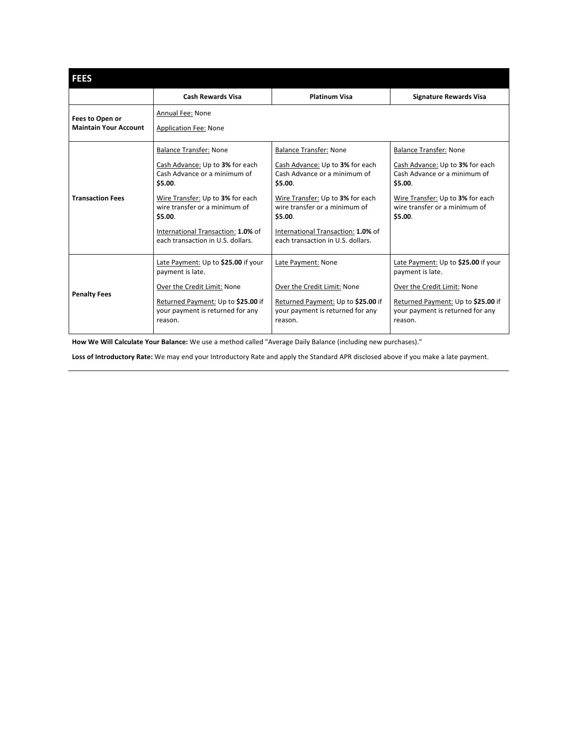| FEES | | | |
|---|---|---|---|
| | **Cash Rewards Visa** | **Platinum Visa** | **Signature Rewards Visa** |
| **Fees to Open or Maintain Your Account** | Annual Fee: None<br><br>Application Fee: None | | |
| **Transaction Fees** | Balance Transfer: None<br><br>Cash Advance: Up to **3%** for each Cash Advance or a minimum of **$5.00**.<br><br>Wire Transfer: Up to **3%** for each wire transfer or a minimum of **$5.00**.<br><br>International Transaction: **1.0%** of each transaction in U.S. dollars. | Balance Transfer: None<br><br>Cash Advance: Up to **3%** for each Cash Advance or a minimum of **$5.00**.<br><br>Wire Transfer: Up to **3%** for each wire transfer or a minimum of **$5.00**.<br><br>International Transaction: **1.0%** of each transaction in U.S. dollars. | Balance Transfer: None<br><br>Cash Advance: Up to **3%** for each Cash Advance or a minimum of **$5.00**.<br><br>Wire Transfer: Up to **3%** for each wire transfer or a minimum of **$5.00**. |
| **Penalty Fees** | Late Payment: Up to **$25.00** if your payment is late.<br><br>Over the Credit Limit: None<br><br>Returned Payment: Up to **$25.00** if your payment is returned for any reason. | Late Payment: None<br><br>Over the Credit Limit: None<br><br>Returned Payment: Up to **$25.00** if your payment is returned for any reason. | Late Payment: Up to **$25.00** if your payment is late.<br><br>Over the Credit Limit: None<br><br>Returned Payment: Up to **$25.00** if your payment is returned for any reason. |

**How We Will Calculate Your Balance:** We use a method called "Average Daily Balance (including new purchases)."

**Loss of Introductory Rate:** We may end your Introductory Rate and apply the Standard APR disclosed above if you make a late payment.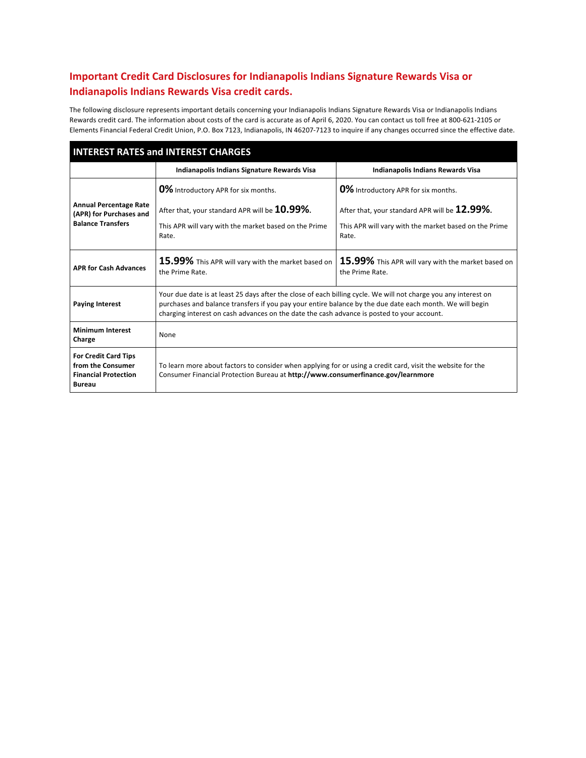## Important Credit Card Disclosures for Indianapolis Indians Signature Rewards Visa or Indianapolis Indians Rewards Visa credit cards.

The following disclosure represents important details concerning your Indianapolis Indians Signature Rewards Visa or Indianapolis Indians Rewards credit card. The information about costs of the card is accurate as of April 6, 2020. You can contact us toll free at 800-621-2105 or Elements Financial Federal Credit Union, P.O. Box 7123, Indianapolis, IN 46207-7123 to inquire if any changes occurred since the effective date.

| INTEREST RATES and INTEREST CHARGES | | |
|---|---|---|
| | **Indianapolis Indians Signature Rewards Visa** | **Indianapolis Indians Rewards Visa** |
| **Annual Percentage Rate (APR) for Purchases and Balance Transfers** | **0%** Introductory APR for six months.<br><br>After that, your standard APR will be **10.99%**.<br><br>This APR will vary with the market based on the Prime Rate. | **0%** Introductory APR for six months.<br><br>After that, your standard APR will be **12.99%**.<br><br>This APR will vary with the market based on the Prime Rate. |
| **APR for Cash Advances** | **15.99%** This APR will vary with the market based on the Prime Rate. | **15.99%** This APR will vary with the market based on the Prime Rate. |
| **Paying Interest** | Your due date is at least 25 days after the close of each billing cycle. We will not charge you any interest on purchases and balance transfers if you pay your entire balance by the due date each month. We will begin charging interest on cash advances on the date the cash advance is posted to your account. | |
| **Minimum Interest Charge** | None | |
| **For Credit Card Tips from the Consumer Financial Protection Bureau** | To learn more about factors to consider when applying for or using a credit card, visit the website for the Consumer Financial Protection Bureau at **http://www.consumerfinance.gov/learnmore** | |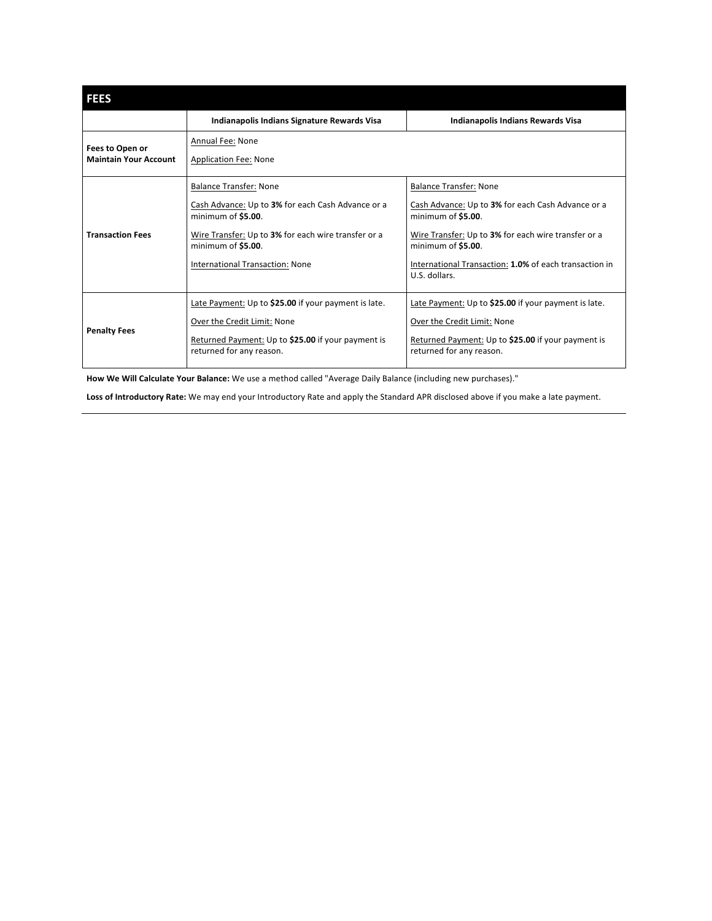| FEES | | |
|---|---|---|
| | **Indianapolis Indians Signature Rewards Visa** | **Indianapolis Indians Rewards Visa** |
| **Fees to Open or Maintain Your Account** | Annual Fee: None<br><br>Application Fee: None | |
| **Transaction Fees** | Balance Transfer: None<br><br>Cash Advance: Up to **3%** for each Cash Advance or a minimum of **$5.00**.<br><br>Wire Transfer: Up to **3%** for each wire transfer or a minimum of **$5.00**.<br><br>International Transaction: None | Balance Transfer: None<br><br>Cash Advance: Up to **3%** for each Cash Advance or a minimum of **$5.00**.<br><br>Wire Transfer: Up to **3%** for each wire transfer or a minimum of **$5.00**.<br><br>International Transaction: **1.0%** of each transaction in U.S. dollars. |
| **Penalty Fees** | Late Payment: Up to **$25.00** if your payment is late.<br><br>Over the Credit Limit: None<br><br>Returned Payment: Up to **$25.00** if your payment is returned for any reason. | Late Payment: Up to **$25.00** if your payment is late.<br><br>Over the Credit Limit: None<br><br>Returned Payment: Up to **$25.00** if your payment is returned for any reason. |

**How We Will Calculate Your Balance:** We use a method called "Average Daily Balance (including new purchases)."

**Loss of Introductory Rate:** We may end your Introductory Rate and apply the Standard APR disclosed above if you make a late payment.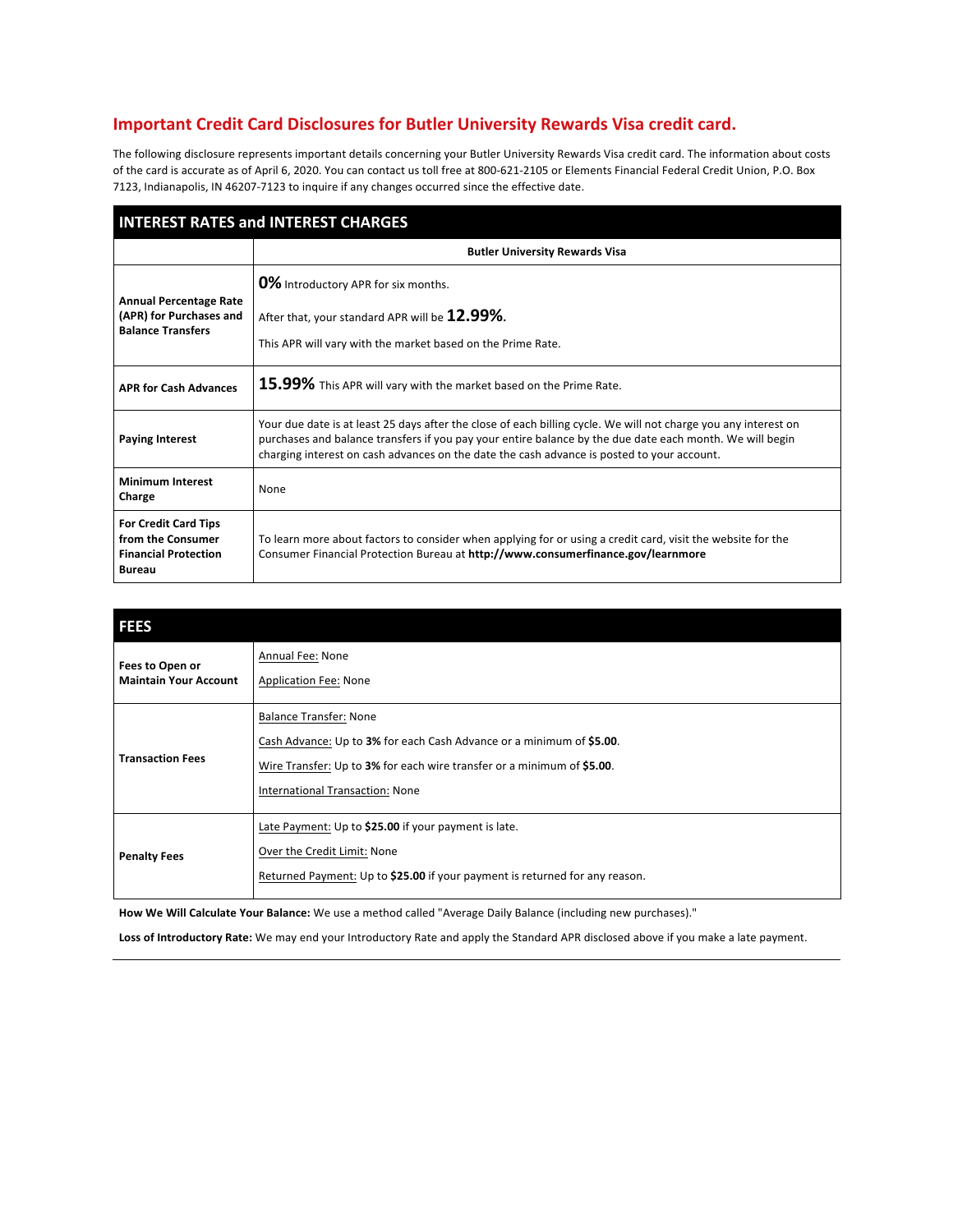# Important Credit Card Disclosures for Butler University Rewards Visa credit card.

The following disclosure represents important details concerning your Butler University Rewards Visa credit card. The information about costs of the card is accurate as of April 6, 2020. You can contact us toll free at 800-621-2105 or Elements Financial Federal Credit Union, P.O. Box 7123, Indianapolis, IN 46207-7123 to inquire if any changes occurred since the effective date.

| INTEREST RATES and INTEREST CHARGES | |
|---|---|
| | **Butler University Rewards Visa** |
| **Annual Percentage Rate (APR) for Purchases and Balance Transfers** | **0%** Introductory APR for six months.<br><br>After that, your standard APR will be **12.99%**.<br><br>This APR will vary with the market based on the Prime Rate. |
| **APR for Cash Advances** | **15.99%** This APR will vary with the market based on the Prime Rate. |
| **Paying Interest** | Your due date is at least 25 days after the close of each billing cycle. We will not charge you any interest on purchases and balance transfers if you pay your entire balance by the due date each month. We will begin charging interest on cash advances on the date the cash advance is posted to your account. |
| **Minimum Interest Charge** | None |
| **For Credit Card Tips from the Consumer Financial Protection Bureau** | To learn more about factors to consider when applying for or using a credit card, visit the website for the Consumer Financial Protection Bureau at **http://www.consumerfinance.gov/learnmore** |

| FEES | |
|---|---|
| **Fees to Open or Maintain Your Account** | Annual Fee: None<br><br>Application Fee: None |
| **Transaction Fees** | Balance Transfer: None<br><br>Cash Advance: Up to **3%** for each Cash Advance or a minimum of **$5.00**.<br><br>Wire Transfer: Up to **3%** for each wire transfer or a minimum of **$5.00**.<br><br>International Transaction: None |
| **Penalty Fees** | Late Payment: Up to **$25.00** if your payment is late.<br><br>Over the Credit Limit: None<br><br>Returned Payment: Up to **$25.00** if your payment is returned for any reason. |

**How We Will Calculate Your Balance:** We use a method called "Average Daily Balance (including new purchases)."

**Loss of Introductory Rate:** We may end your Introductory Rate and apply the Standard APR disclosed above if you make a late payment.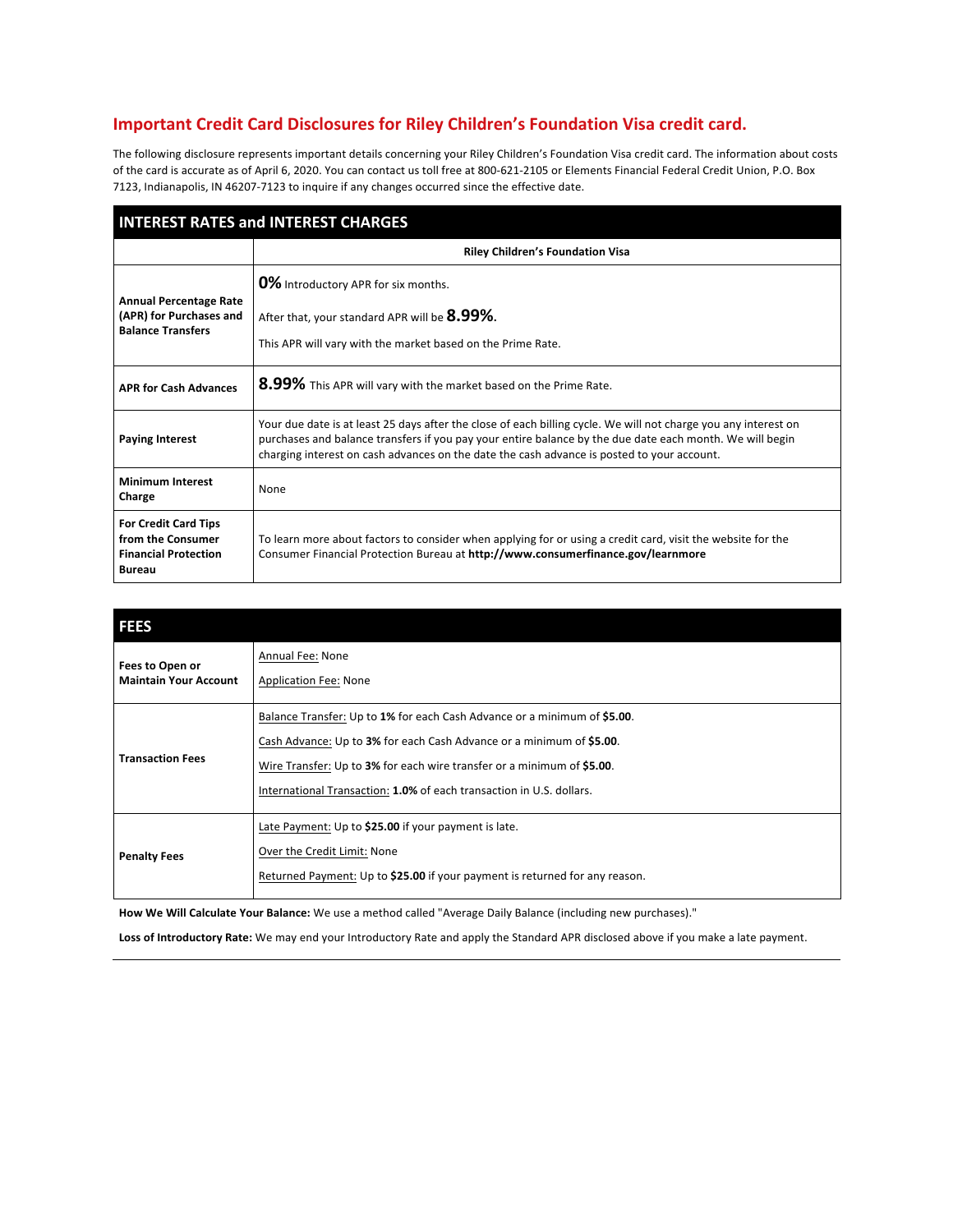## Important Credit Card Disclosures for Riley Children's Foundation Visa credit card.

The following disclosure represents important details concerning your Riley Children's Foundation Visa credit card. The information about costs of the card is accurate as of April 6, 2020. You can contact us toll free at 800-621-2105 or Elements Financial Federal Credit Union, P.O. Box 7123, Indianapolis, IN 46207-7123 to inquire if any changes occurred since the effective date.

| INTEREST RATES and INTEREST CHARGES | |
|---|---|
| | **Riley Children's Foundation Visa** |
| **Annual Percentage Rate (APR) for Purchases and Balance Transfers** | **0%** Introductory APR for six months.<br><br>After that, your standard APR will be **8.99%.**<br><br>This APR will vary with the market based on the Prime Rate. |
| **APR for Cash Advances** | **8.99%** This APR will vary with the market based on the Prime Rate. |
| **Paying Interest** | Your due date is at least 25 days after the close of each billing cycle. We will not charge you any interest on purchases and balance transfers if you pay your entire balance by the due date each month. We will begin charging interest on cash advances on the date the cash advance is posted to your account. |
| **Minimum Interest Charge** | None |
| **For Credit Card Tips from the Consumer Financial Protection Bureau** | To learn more about factors to consider when applying for or using a credit card, visit the website for the Consumer Financial Protection Bureau at **http://www.consumerfinance.gov/learnmore** |

| FEES | |
|---|---|
| **Fees to Open or Maintain Your Account** | Annual Fee: None<br><br>Application Fee: None |
| **Transaction Fees** | Balance Transfer: Up to **1%** for each Cash Advance or a minimum of **$5.00**.<br><br>Cash Advance: Up to **3%** for each Cash Advance or a minimum of **$5.00**.<br><br>Wire Transfer: Up to **3%** for each wire transfer or a minimum of **$5.00**.<br><br>International Transaction: **1.0%** of each transaction in U.S. dollars. |
| **Penalty Fees** | Late Payment: Up to **$25.00** if your payment is late.<br><br>Over the Credit Limit: None<br><br>Returned Payment: Up to **$25.00** if your payment is returned for any reason. |

**How We Will Calculate Your Balance:** We use a method called "Average Daily Balance (including new purchases)."

**Loss of Introductory Rate:** We may end your Introductory Rate and apply the Standard APR disclosed above if you make a late payment.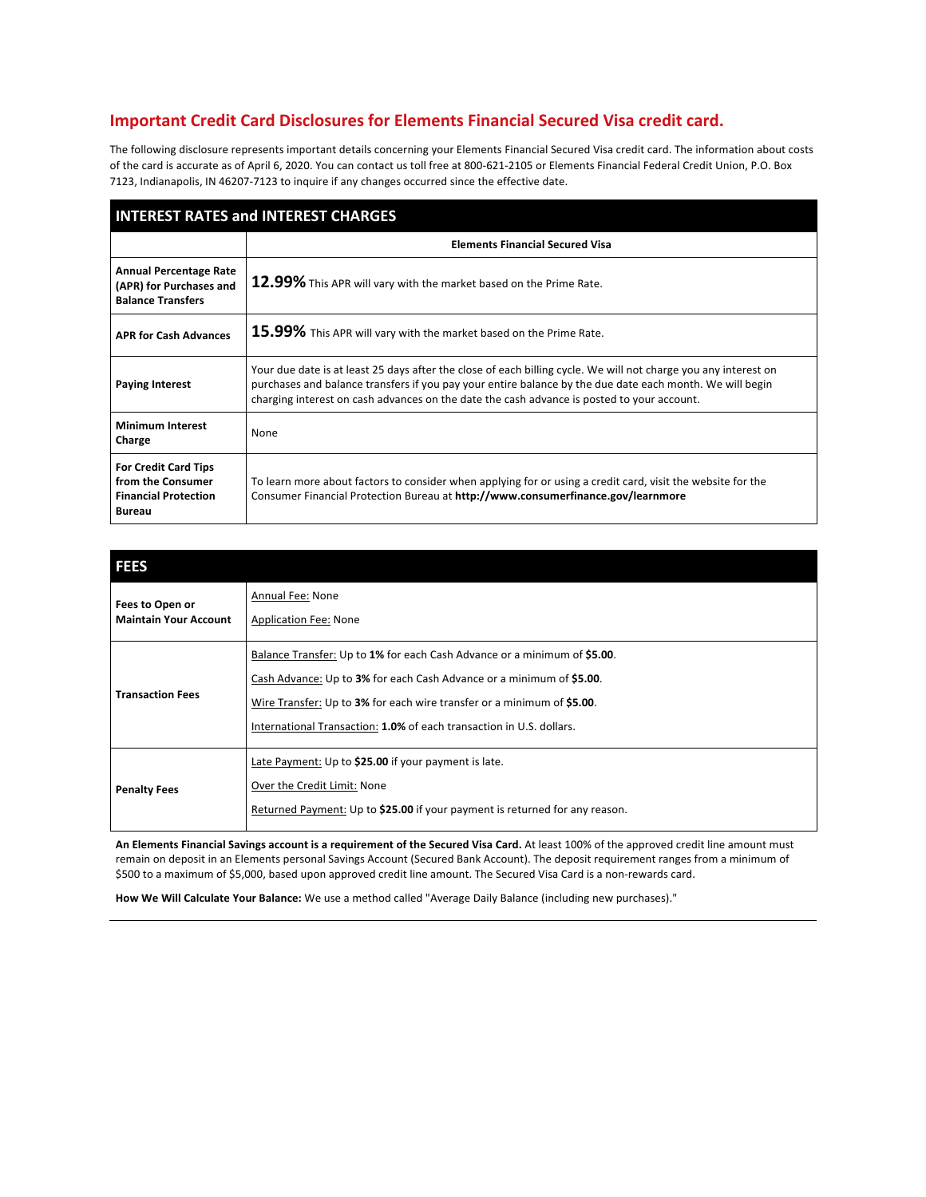## Important Credit Card Disclosures for Elements Financial Secured Visa credit card.

The following disclosure represents important details concerning your Elements Financial Secured Visa credit card. The information about costs of the card is accurate as of April 6, 2020. You can contact us toll free at 800-621-2105 or Elements Financial Federal Credit Union, P.O. Box 7123, Indianapolis, IN 46207-7123 to inquire if any changes occurred since the effective date.

| **INTEREST RATES and INTEREST CHARGES** | |
|---|---|
| | **Elements Financial Secured Visa** |
| **Annual Percentage Rate (APR) for Purchases and Balance Transfers** | **12.99%** This APR will vary with the market based on the Prime Rate. |
| **APR for Cash Advances** | **15.99%** This APR will vary with the market based on the Prime Rate. |
| **Paying Interest** | Your due date is at least 25 days after the close of each billing cycle. We will not charge you any interest on purchases and balance transfers if you pay your entire balance by the due date each month. We will begin charging interest on cash advances on the date the cash advance is posted to your account. |
| **Minimum Interest Charge** | None |
| **For Credit Card Tips from the Consumer Financial Protection Bureau** | To learn more about factors to consider when applying for or using a credit card, visit the website for the Consumer Financial Protection Bureau at **http://www.consumerfinance.gov/learnmore** |

| **FEES** | |
|---|---|
| **Fees to Open or Maintain Your Account** | Annual Fee: None<br>Application Fee: None |
| **Transaction Fees** | Balance Transfer: Up to **1%** for each Cash Advance or a minimum of **$5.00**.<br>Cash Advance: Up to **3%** for each Cash Advance or a minimum of **$5.00**.<br>Wire Transfer: Up to **3%** for each wire transfer or a minimum of **$5.00**.<br>International Transaction: **1.0%** of each transaction in U.S. dollars. |
| **Penalty Fees** | Late Payment: Up to **$25.00** if your payment is late.<br>Over the Credit Limit: None<br>Returned Payment: Up to **$25.00** if your payment is returned for any reason. |

**An Elements Financial Savings account is a requirement of the Secured Visa Card.** At least 100% of the approved credit line amount must remain on deposit in an Elements personal Savings Account (Secured Bank Account). The deposit requirement ranges from a minimum of $500 to a maximum of $5,000, based upon approved credit line amount. The Secured Visa Card is a non-rewards card.

**How We Will Calculate Your Balance:** We use a method called "Average Daily Balance (including new purchases)."